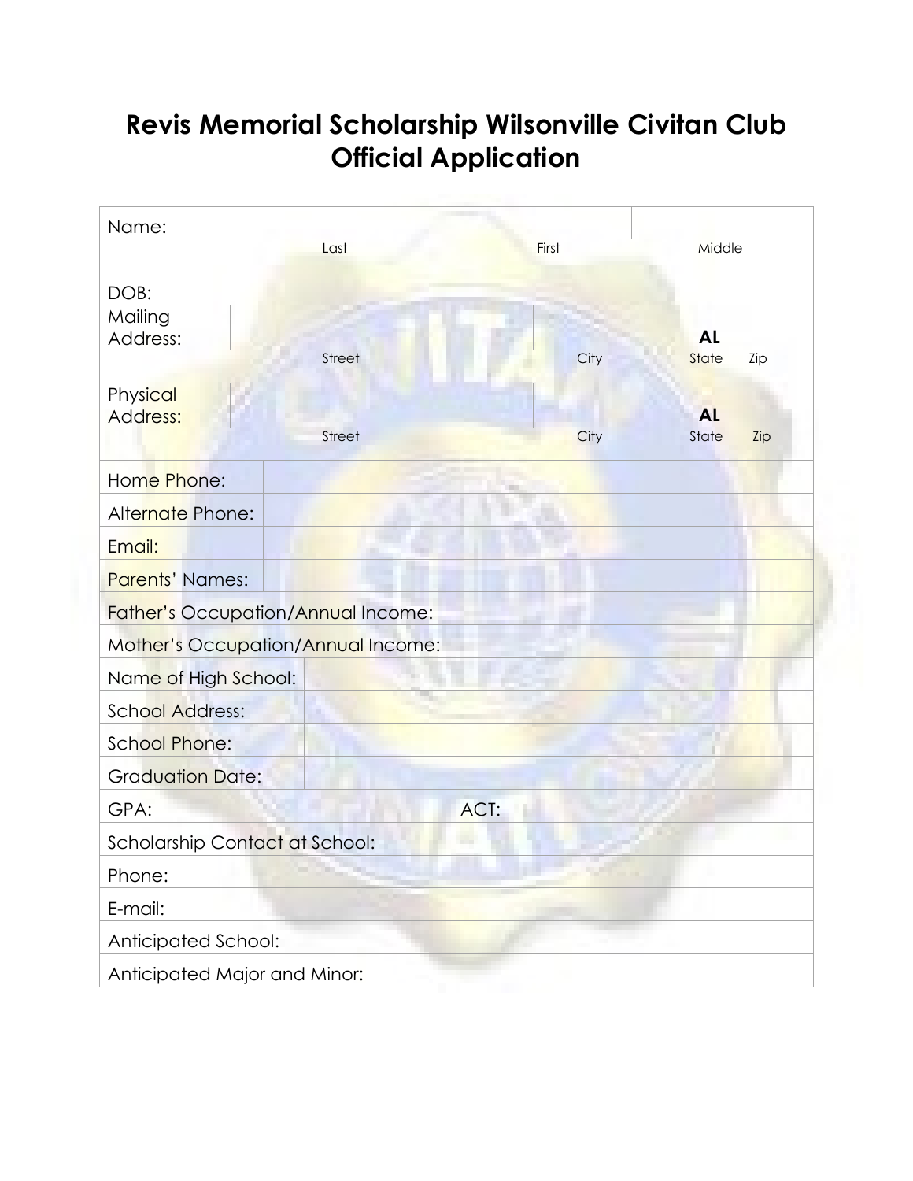# Revis Memorial Scholarship Wilsonville Civitan Club Official Application

| | | | | |
|---|---|---|---|---|
| Name: | | | | |
| | Last | First | | Middle |
| DOB: | | | | |
| Mailing Address: | | | AL | |
| | Street | City | State | Zip |
| Physical Address: | | | AL | |
| | Street | City | State | Zip |
| Home Phone: | | | | |
| Alternate Phone: | | | | |
| Email: | | | | |
| Parents' Names: | | | | |
| Father's Occupation/Annual Income: | | | | |
| Mother's Occupation/Annual Income: | | | | |
| Name of High School: | | | | |
| School Address: | | | | |
| School Phone: | | | | |
| Graduation Date: | | | | |
| GPA: | | ACT: | | |
| Scholarship Contact at School: | | | | |
| Phone: | | | | |
| E-mail: | | | | |
| Anticipated School: | | | | |
| Anticipated Major and Minor: | | | | |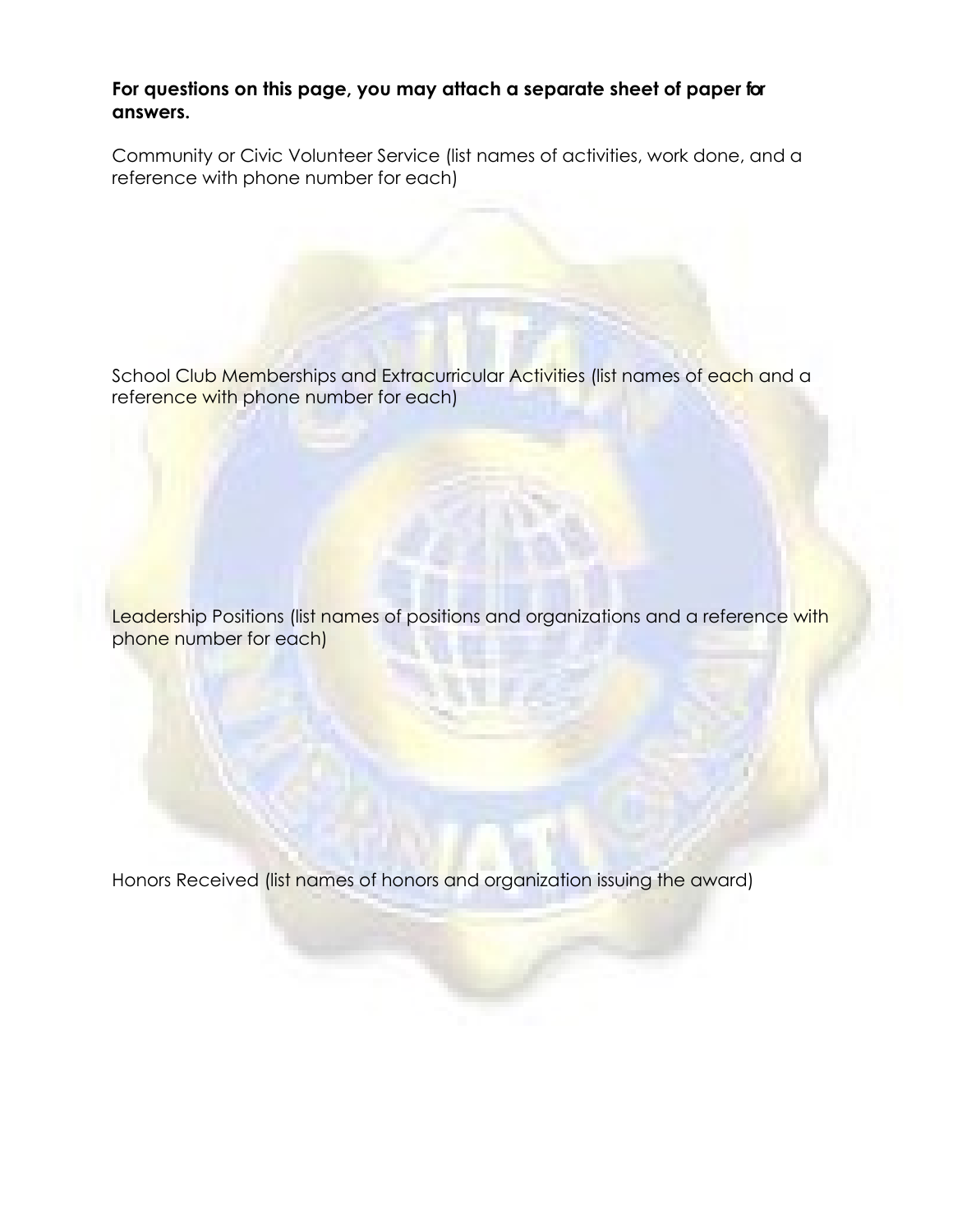**For questions on this page, you may attach a separate sheet of paper for answers.**

Community or Civic Volunteer Service (list names of activities, work done, and a reference with phone number for each)

School Club Memberships and Extracurricular Activities (list names of each and a reference with phone number for each)

Leadership Positions (list names of positions and organizations and a reference with phone number for each)

Honors Received (list names of honors and organization issuing the award)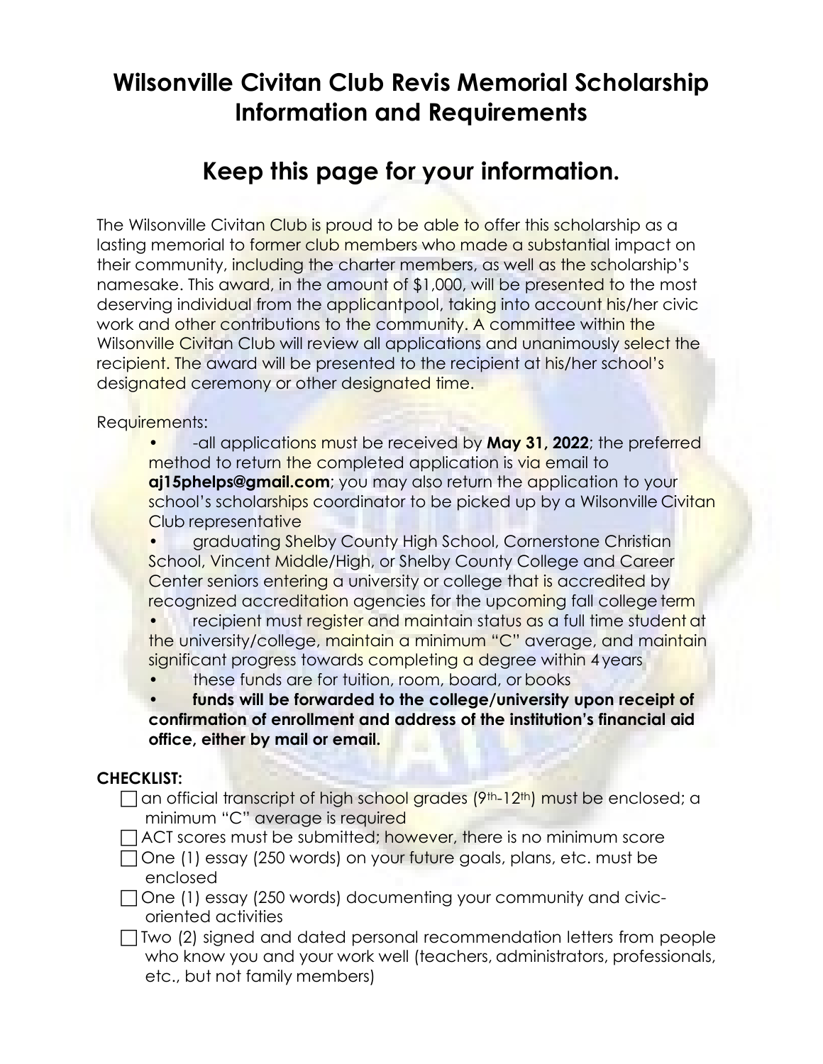# Wilsonville Civitan Club Revis Memorial Scholarship Information and Requirements

## Keep this page for your information.

The Wilsonville Civitan Club is proud to be able to offer this scholarship as a lasting memorial to former club members who made a substantial impact on their community, including the charter members, as well as the scholarship's namesake. This award, in the amount of $1,000, will be presented to the most deserving individual from the applicantpool, taking into account his/her civic work and other contributions to the community. A committee within the Wilsonville Civitan Club will review all applications and unanimously select the recipient. The award will be presented to the recipient at his/her school's designated ceremony or other designated time.

Requirements:

- -all applications must be received by **May 31, 2022**; the preferred method to return the completed application is via email to **aj15phelps@gmail.com**; you may also return the application to your school's scholarships coordinator to be picked up by a Wilsonville Civitan Club representative
- graduating Shelby County High School, Cornerstone Christian School, Vincent Middle/High, or Shelby County College and Career Center seniors entering a university or college that is accredited by recognized accreditation agencies for the upcoming fall college term
- recipient must register and maintain status as a full time student at the university/college, maintain a minimum "C" average, and maintain significant progress towards completing a degree within 4 years
- these funds are for tuition, room, board, or books
- **funds will be forwarded to the college/university upon receipt of confirmation of enrollment and address of the institution's financial aid office, either by mail or email.**

**CHECKLIST:**

- ☐ an official transcript of high school grades (9th-12th) must be enclosed; a minimum "C" average is required
- ☐ ACT scores must be submitted; however, there is no minimum score
- ☐ One (1) essay (250 words) on your future goals, plans, etc. must be enclosed
- ☐ One (1) essay (250 words) documenting your community and civic-oriented activities
- ☐ Two (2) signed and dated personal recommendation letters from people who know you and your work well (teachers, administrators, professionals, etc., but not family members)